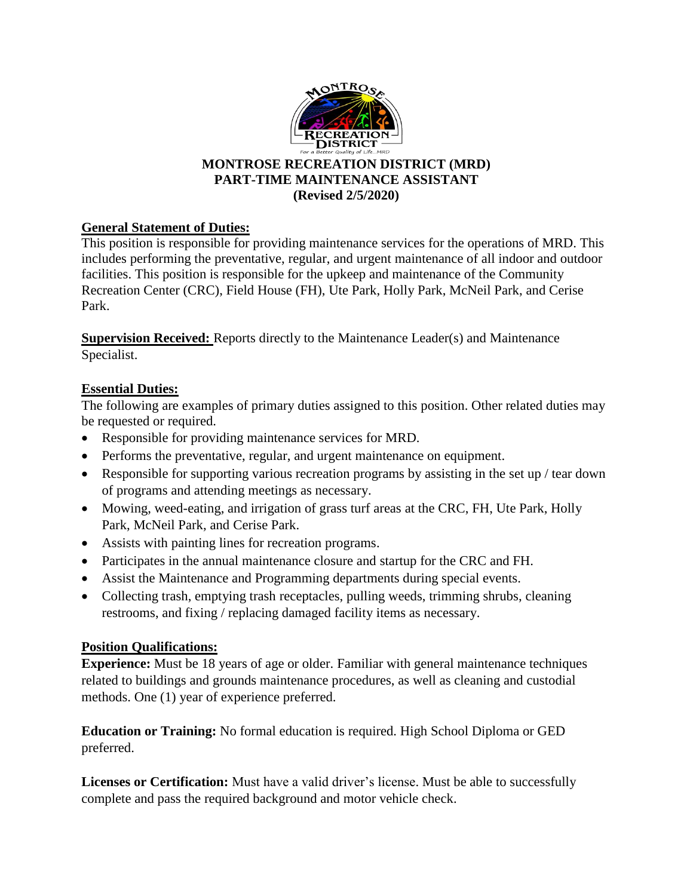# MONTROSE RECREATION DISTRICT (MRD)
## PART-TIME MAINTENANCE ASSISTANT
**(Revised 2/5/2020)**

**General Statement of Duties:**
This position is responsible for providing maintenance services for the operations of MRD. This includes performing the preventative, regular, and urgent maintenance of all indoor and outdoor facilities. This position is responsible for the upkeep and maintenance of the Community Recreation Center (CRC), Field House (FH), Ute Park, Holly Park, McNeil Park, and Cerise Park.

**Supervision Received:** Reports directly to the Maintenance Leader(s) and Maintenance Specialist.

**Essential Duties:**
The following are examples of primary duties assigned to this position. Other related duties may be requested or required.

- Responsible for providing maintenance services for MRD.
- Performs the preventative, regular, and urgent maintenance on equipment.
- Responsible for supporting various recreation programs by assisting in the set up / tear down of programs and attending meetings as necessary.
- Mowing, weed-eating, and irrigation of grass turf areas at the CRC, FH, Ute Park, Holly Park, McNeil Park, and Cerise Park.
- Assists with painting lines for recreation programs.
- Participates in the annual maintenance closure and startup for the CRC and FH.
- Assist the Maintenance and Programming departments during special events.
- Collecting trash, emptying trash receptacles, pulling weeds, trimming shrubs, cleaning restrooms, and fixing / replacing damaged facility items as necessary.

**Position Qualifications:**
**Experience:** Must be 18 years of age or older. Familiar with general maintenance techniques related to buildings and grounds maintenance procedures, as well as cleaning and custodial methods. One (1) year of experience preferred.

**Education or Training:** No formal education is required. High School Diploma or GED preferred.

**Licenses or Certification:** Must have a valid driver's license. Must be able to successfully complete and pass the required background and motor vehicle check.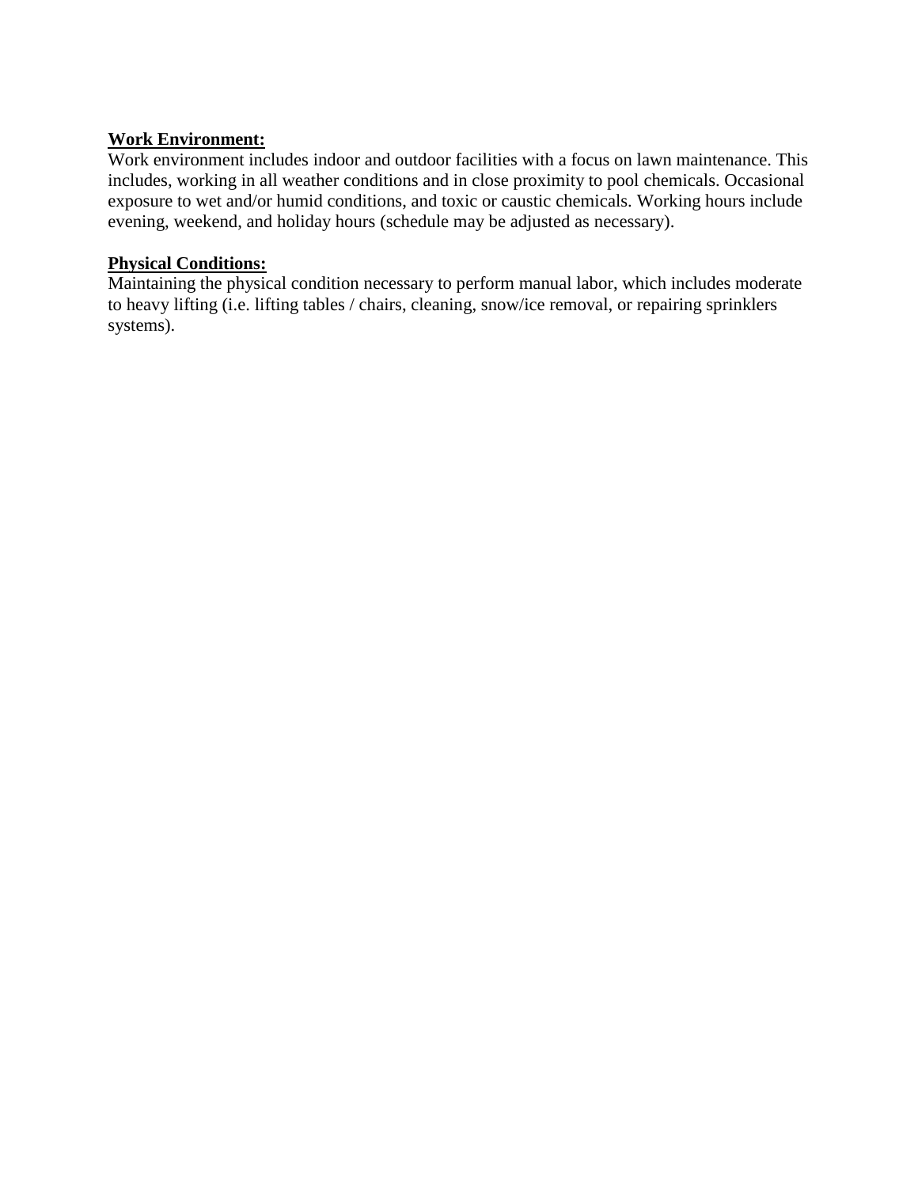**Work Environment:**
Work environment includes indoor and outdoor facilities with a focus on lawn maintenance. This includes, working in all weather conditions and in close proximity to pool chemicals. Occasional exposure to wet and/or humid conditions, and toxic or caustic chemicals. Working hours include evening, weekend, and holiday hours (schedule may be adjusted as necessary).

**Physical Conditions:**
Maintaining the physical condition necessary to perform manual labor, which includes moderate to heavy lifting (i.e. lifting tables / chairs, cleaning, snow/ice removal, or repairing sprinklers systems).